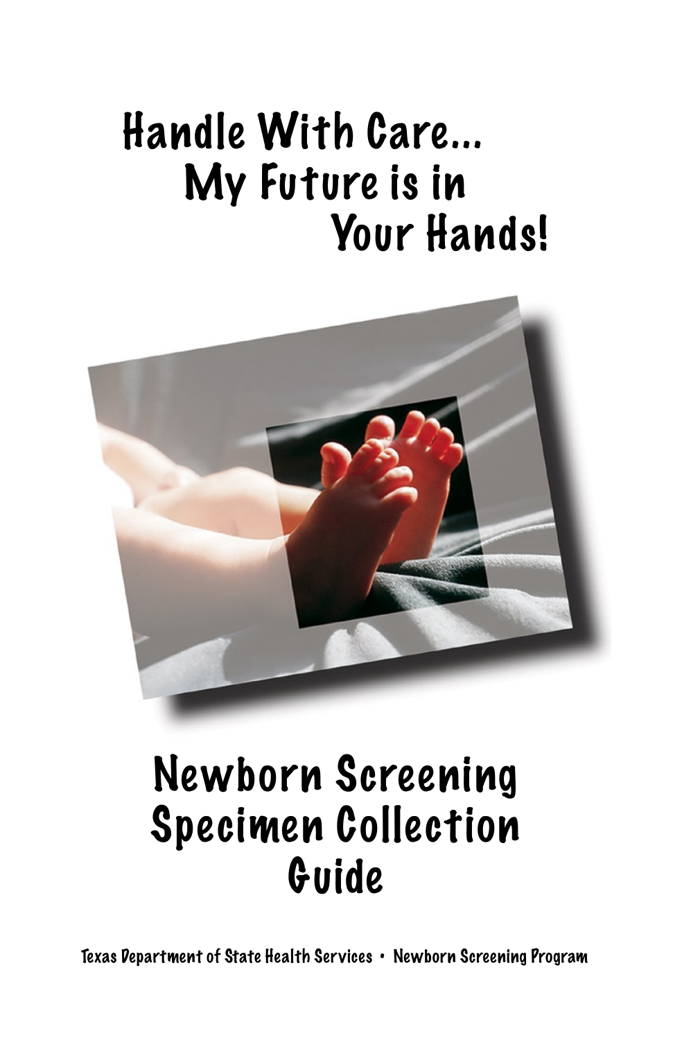# Handle With Care... My Future is in Your Hands!

# Newborn Screening Specimen Collection Guide

Texas Department of State Health Services • Newborn Screening Program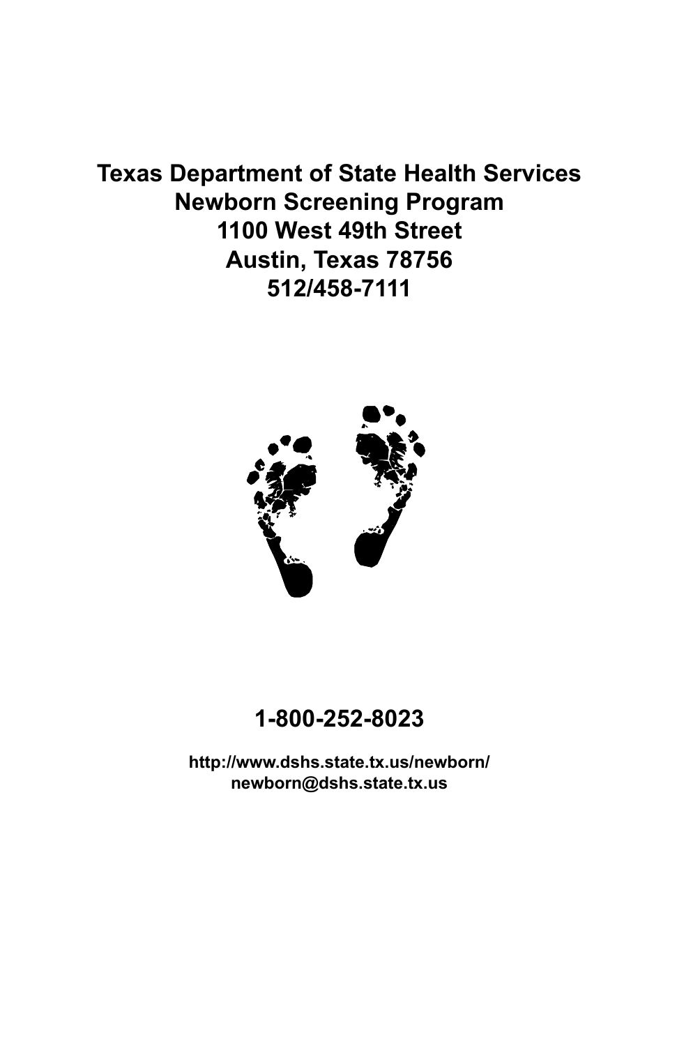**Texas Department of State Health Services**
**Newborn Screening Program**
**1100 West 49th Street**
**Austin, Texas 78756**
**512/458-7111**

**1-800-252-8023**

**http://www.dshs.state.tx.us/newborn/**
**newborn@dshs.state.tx.us**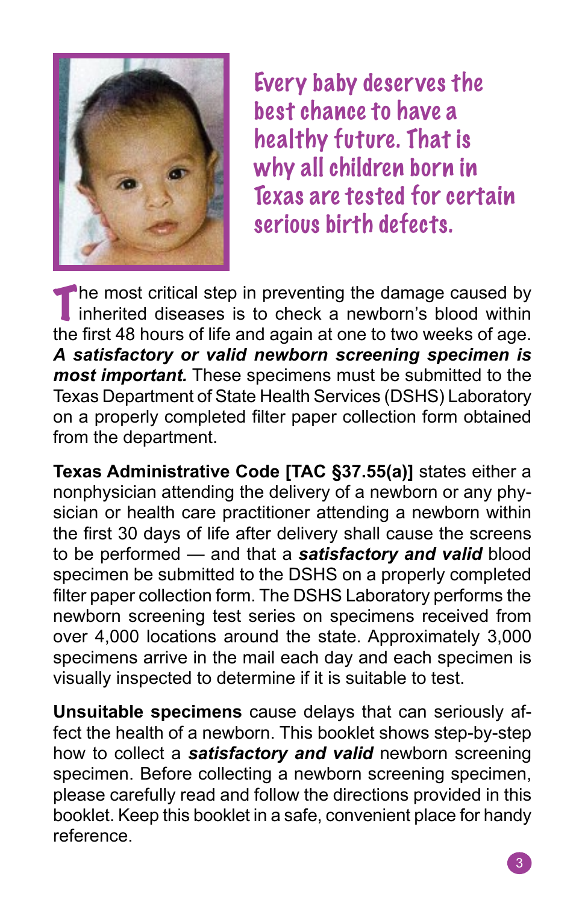Every baby deserves the best chance to have a healthy future. That is why all children born in Texas are tested for certain serious birth defects.

The most critical step in preventing the damage caused by inherited diseases is to check a newborn's blood within the first 48 hours of life and again at one to two weeks of age. ***A satisfactory or valid newborn screening specimen is most important.*** These specimens must be submitted to the Texas Department of State Health Services (DSHS) Laboratory on a properly completed filter paper collection form obtained from the department.

**Texas Administrative Code [TAC §37.55(a)]** states either a nonphysician attending the delivery of a newborn or any physician or health care practitioner attending a newborn within the first 30 days of life after delivery shall cause the screens to be performed — and that a ***satisfactory and valid*** blood specimen be submitted to the DSHS on a properly completed filter paper collection form. The DSHS Laboratory performs the newborn screening test series on specimens received from over 4,000 locations around the state. Approximately 3,000 specimens arrive in the mail each day and each specimen is visually inspected to determine if it is suitable to test.

**Unsuitable specimens** cause delays that can seriously affect the health of a newborn. This booklet shows step-by-step how to collect a ***satisfactory and valid*** newborn screening specimen. Before collecting a newborn screening specimen, please carefully read and follow the directions provided in this booklet. Keep this booklet in a safe, convenient place for handy reference.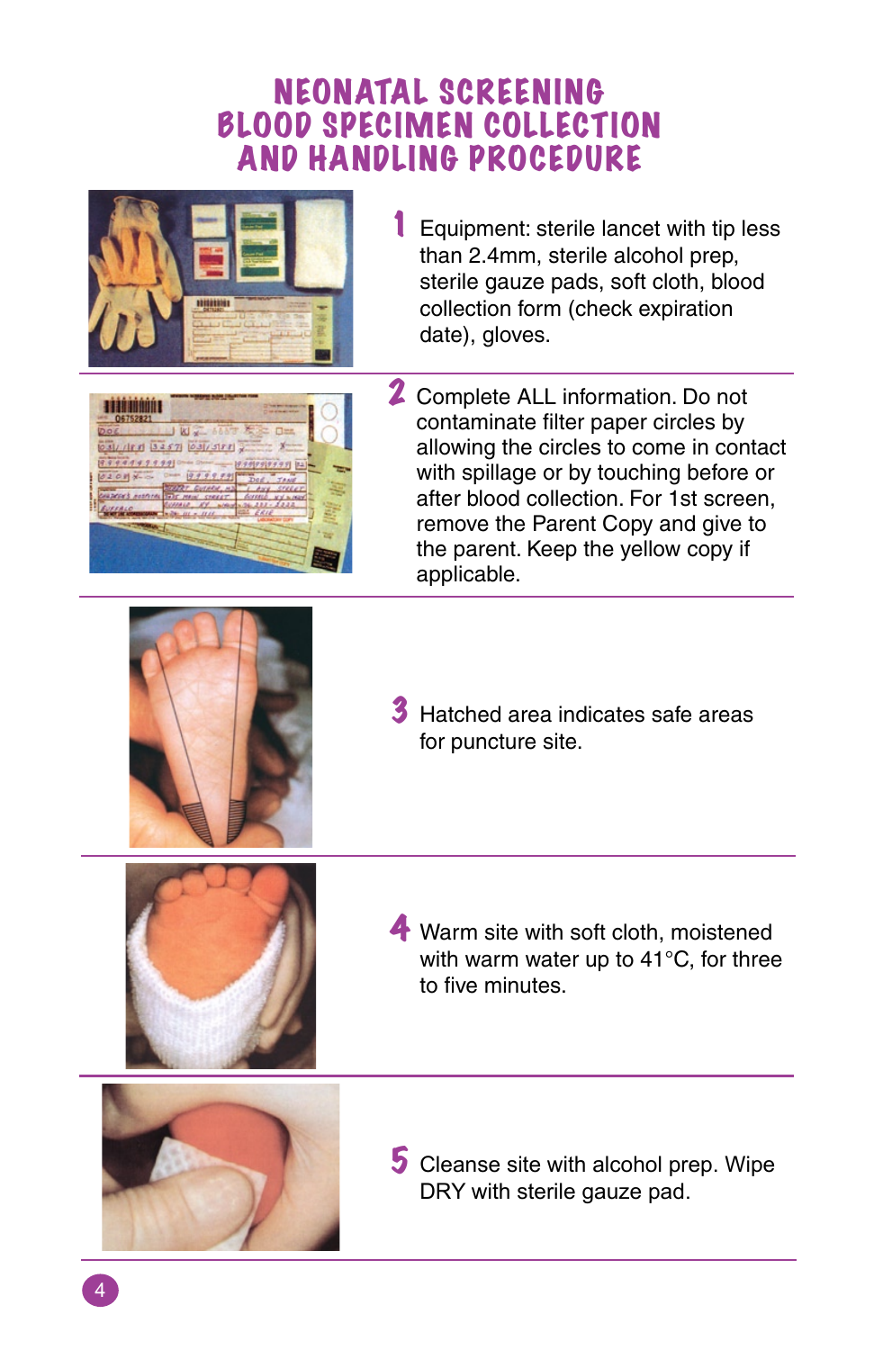# NEONATAL SCREENING BLOOD SPECIMEN COLLECTION AND HANDLING PROCEDURE

1. Equipment: sterile lancet with tip less than 2.4mm, sterile alcohol prep, sterile gauze pads, soft cloth, blood collection form (check expiration date), gloves.

2. Complete ALL information. Do not contaminate filter paper circles by allowing the circles to come in contact with spillage or by touching before or after blood collection. For 1st screen, remove the Parent Copy and give to the parent. Keep the yellow copy if applicable.

3. Hatched area indicates safe areas for puncture site.

4. Warm site with soft cloth, moistened with warm water up to 41°C, for three to five minutes.

5. Cleanse site with alcohol prep. Wipe DRY with sterile gauze pad.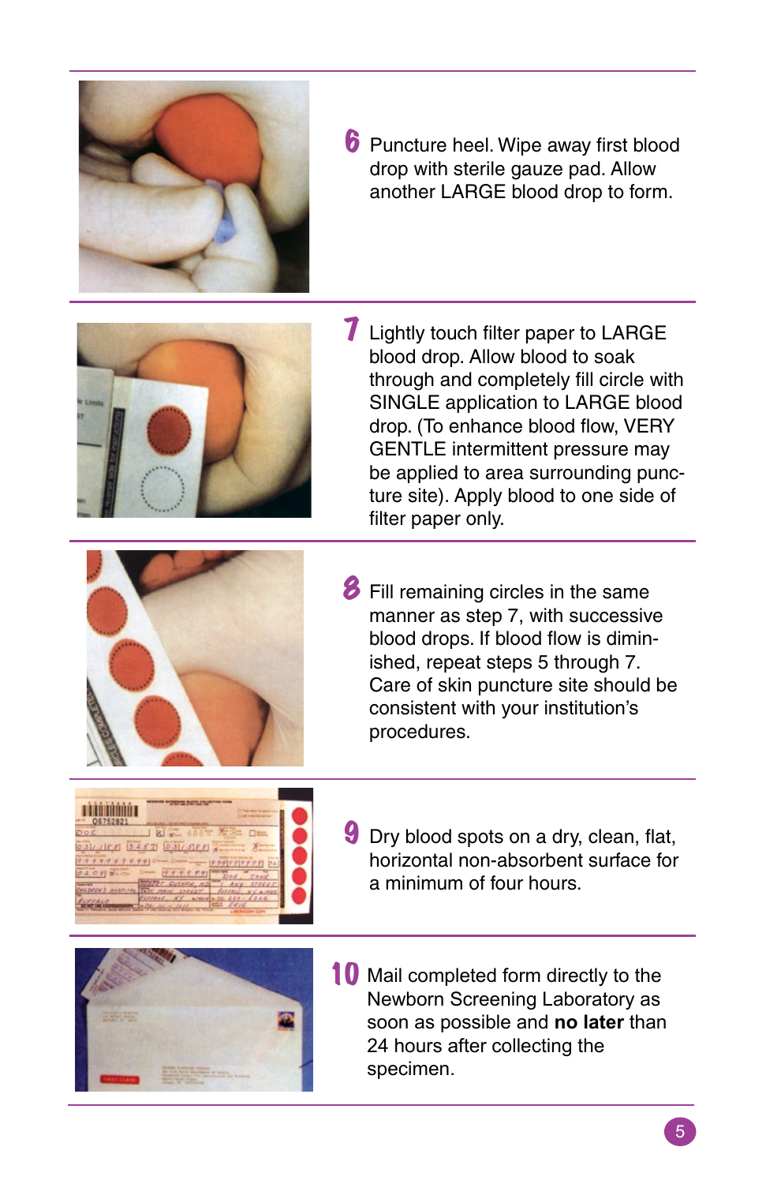6. Puncture heel. Wipe away first blood drop with sterile gauze pad. Allow another LARGE blood drop to form.

7. Lightly touch filter paper to LARGE blood drop. Allow blood to soak through and completely fill circle with SINGLE application to LARGE blood drop. (To enhance blood flow, VERY GENTLE intermittent pressure may be applied to area surrounding puncture site). Apply blood to one side of filter paper only.

8. Fill remaining circles in the same manner as step 7, with successive blood drops. If blood flow is diminished, repeat steps 5 through 7. Care of skin puncture site should be consistent with your institution's procedures.

9. Dry blood spots on a dry, clean, flat, horizontal non-absorbent surface for a minimum of four hours.

10. Mail completed form directly to the Newborn Screening Laboratory as soon as possible and **no later** than 24 hours after collecting the specimen.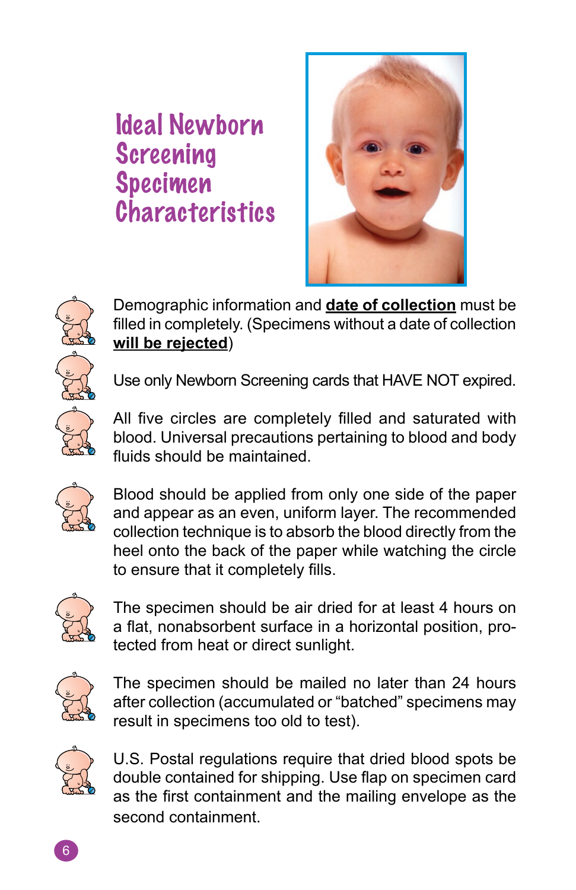# Ideal Newborn Screening Specimen Characteristics

- Demographic information and **date of collection** must be filled in completely. (Specimens without a date of collection **will be rejected**)

- Use only Newborn Screening cards that HAVE NOT expired.

- All five circles are completely filled and saturated with blood. Universal precautions pertaining to blood and body fluids should be maintained.

- Blood should be applied from only one side of the paper and appear as an even, uniform layer. The recommended collection technique is to absorb the blood directly from the heel onto the back of the paper while watching the circle to ensure that it completely fills.

- The specimen should be air dried for at least 4 hours on a flat, nonabsorbent surface in a horizontal position, protected from heat or direct sunlight.

- The specimen should be mailed no later than 24 hours after collection (accumulated or "batched" specimens may result in specimens too old to test).

- U.S. Postal regulations require that dried blood spots be double contained for shipping. Use flap on specimen card as the first containment and the mailing envelope as the second containment.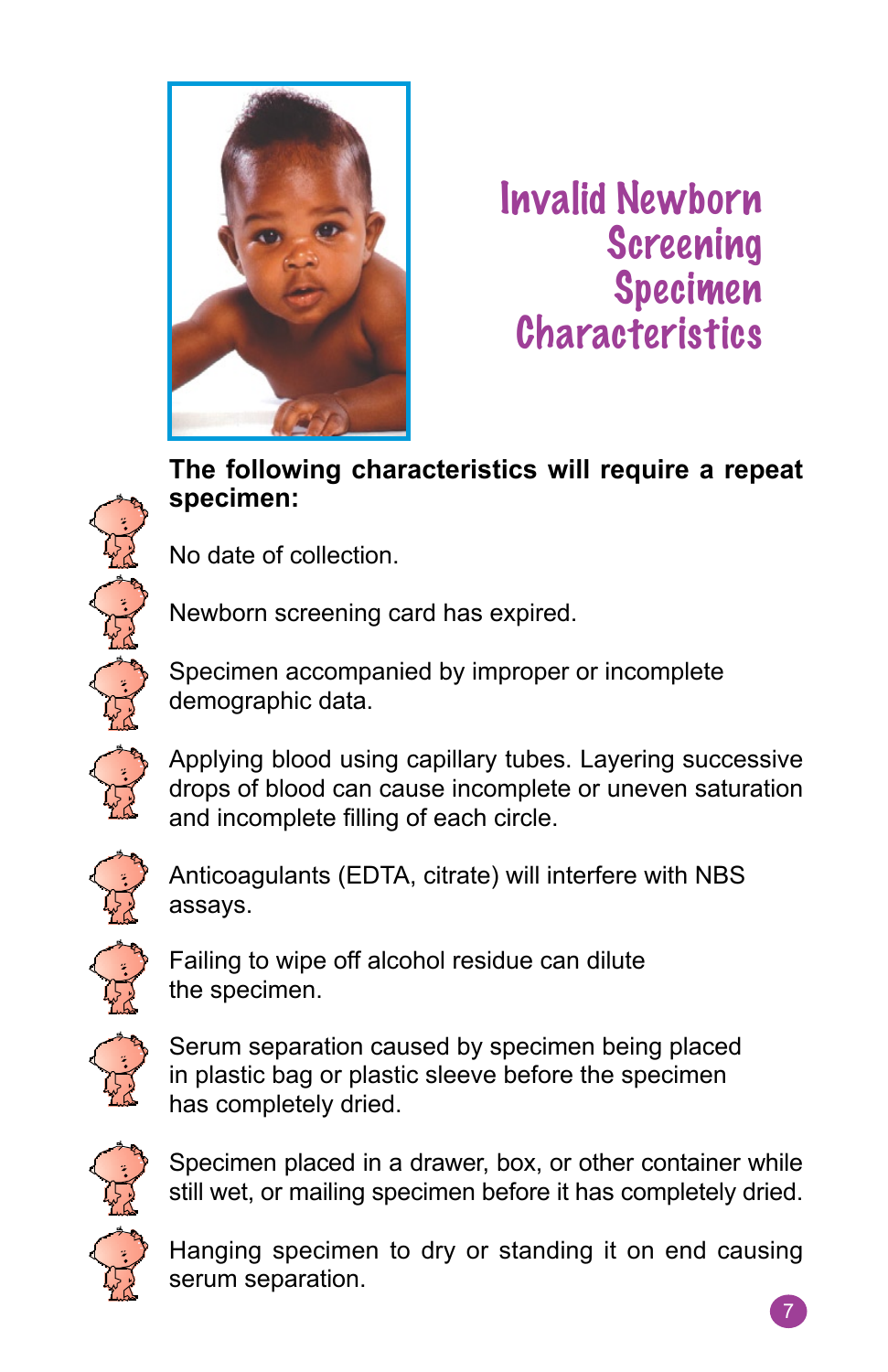# Invalid Newborn Screening Specimen Characteristics

**The following characteristics will require a repeat specimen:**

- No date of collection.
- Newborn screening card has expired.
- Specimen accompanied by improper or incomplete demographic data.
- Applying blood using capillary tubes. Layering successive drops of blood can cause incomplete or uneven saturation and incomplete filling of each circle.
- Anticoagulants (EDTA, citrate) will interfere with NBS assays.
- Failing to wipe off alcohol residue can dilute the specimen.
- Serum separation caused by specimen being placed in plastic bag or plastic sleeve before the specimen has completely dried.
- Specimen placed in a drawer, box, or other container while still wet, or mailing specimen before it has completely dried.
- Hanging specimen to dry or standing it on end causing serum separation.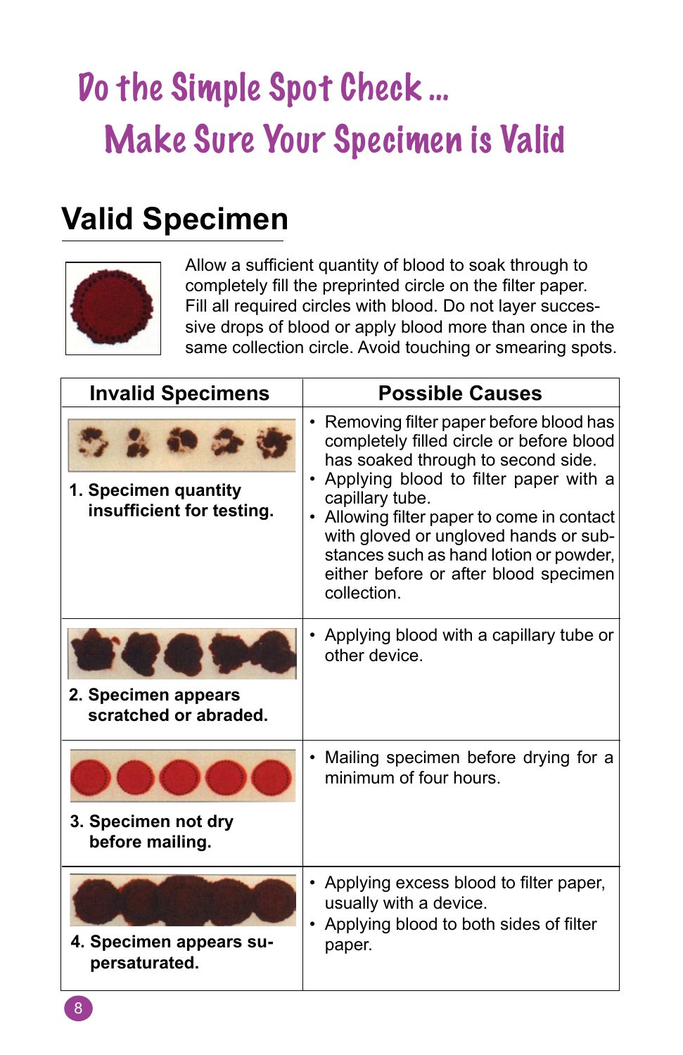# Do the Simple Spot Check …
# Make Sure Your Specimen is Valid

## Valid Specimen

Allow a sufficient quantity of blood to soak through to completely fill the preprinted circle on the filter paper. Fill all required circles with blood. Do not layer successive drops of blood or apply blood more than once in the same collection circle. Avoid touching or smearing spots.

| Invalid Specimens | Possible Causes |
| --- | --- |
| **1. Specimen quantity insufficient for testing.** | • Removing filter paper before blood has completely filled circle or before blood has soaked through to second side.<br>• Applying blood to filter paper with a capillary tube.<br>• Allowing filter paper to come in contact with gloved or ungloved hands or substances such as hand lotion or powder, either before or after blood specimen collection. |
| **2. Specimen appears scratched or abraded.** | • Applying blood with a capillary tube or other device. |
| **3. Specimen not dry before mailing.** | • Mailing specimen before drying for a minimum of four hours. |
| **4. Specimen appears supersaturated.** | • Applying excess blood to filter paper, usually with a device.<br>• Applying blood to both sides of filter paper. |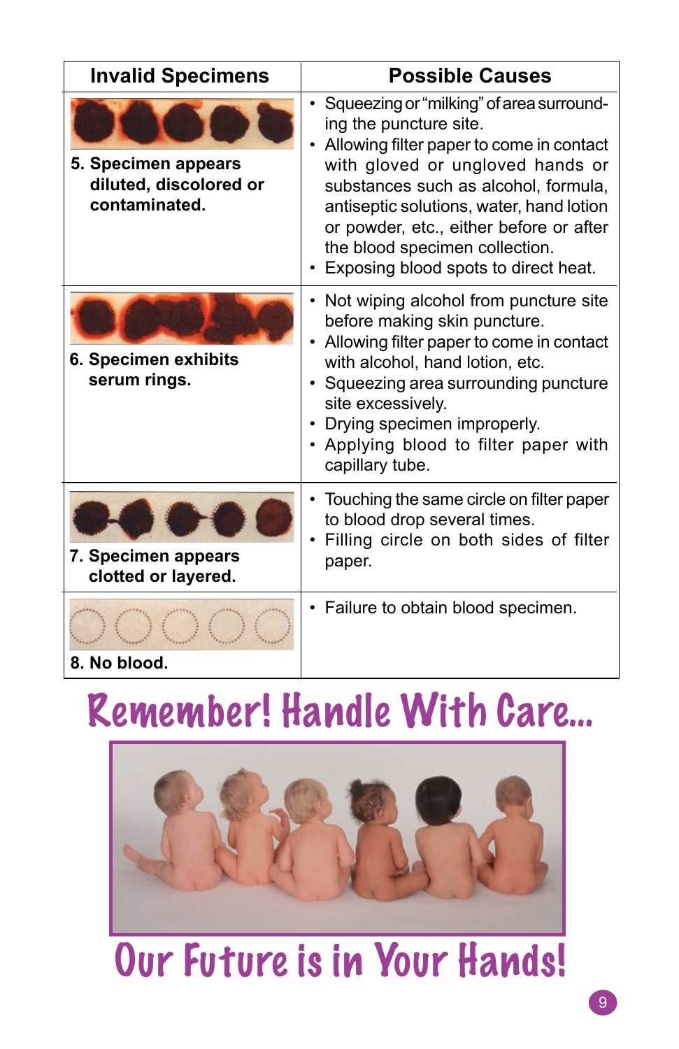| Invalid Specimens | Possible Causes |
|---|---|
| 5. Specimen appears diluted, discolored or contaminated. | • Squeezing or "milking" of area surrounding the puncture site.<br>• Allowing filter paper to come in contact with gloved or ungloved hands or substances such as alcohol, formula, antiseptic solutions, water, hand lotion or powder, etc., either before or after the blood specimen collection.<br>• Exposing blood spots to direct heat. |
| 6. Specimen exhibits serum rings. | • Not wiping alcohol from puncture site before making skin puncture.<br>• Allowing filter paper to come in contact with alcohol, hand lotion, etc.<br>• Squeezing area surrounding puncture site excessively.<br>• Drying specimen improperly.<br>• Applying blood to filter paper with capillary tube. |
| 7. Specimen appears clotted or layered. | • Touching the same circle on filter paper to blood drop several times.<br>• Filling circle on both sides of filter paper. |
| 8. No blood. | • Failure to obtain blood specimen. |

# Remember! Handle With Care...

# Our Future is in Your Hands!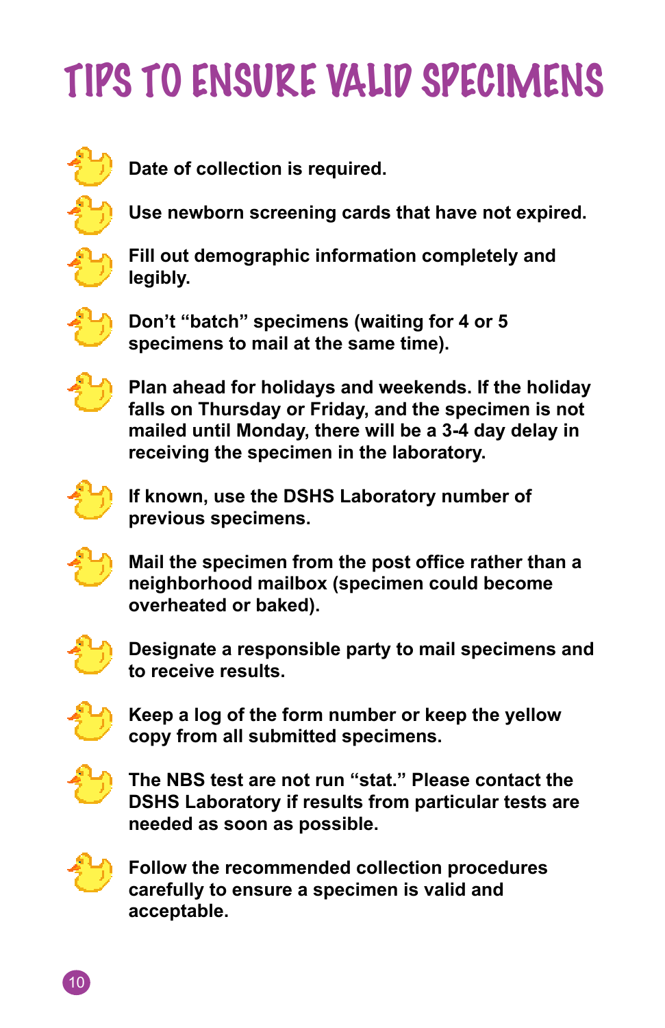# TIPS TO ENSURE VALID SPECIMENS

- **Date of collection is required.**
- **Use newborn screening cards that have not expired.**
- **Fill out demographic information completely and legibly.**
- **Don't "batch" specimens (waiting for 4 or 5 specimens to mail at the same time).**
- **Plan ahead for holidays and weekends. If the holiday falls on Thursday or Friday, and the specimen is not mailed until Monday, there will be a 3-4 day delay in receiving the specimen in the laboratory.**
- **If known, use the DSHS Laboratory number of previous specimens.**
- **Mail the specimen from the post office rather than a neighborhood mailbox (specimen could become overheated or baked).**
- **Designate a responsible party to mail specimens and to receive results.**
- **Keep a log of the form number or keep the yellow copy from all submitted specimens.**
- **The NBS test are not run "stat." Please contact the DSHS Laboratory if results from particular tests are needed as soon as possible.**
- **Follow the recommended collection procedures carefully to ensure a specimen is valid and acceptable.**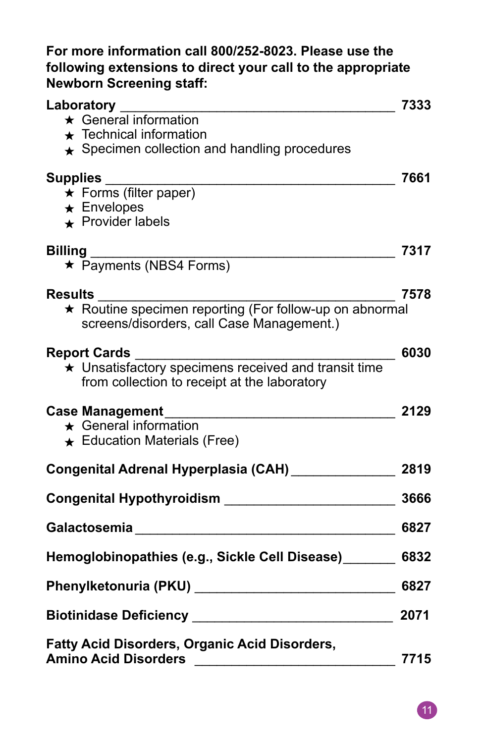**For more information call 800/252-8023. Please use the following extensions to direct your call to the appropriate Newborn Screening staff:**

**Laboratory** ________________________________ **7333**

- ★ General information
- ★ Technical information
- ★ Specimen collection and handling procedures

**Supplies** ________________________________ **7661**

- ★ Forms (filter paper)
- ★ Envelopes
- ★ Provider labels

**Billing** ________________________________ **7317**

- ★ Payments (NBS4 Forms)

**Results** ________________________________ **7578**

- ★ Routine specimen reporting (For follow-up on abnormal screens/disorders, call Case Management.)

**Report Cards** ________________________________ **6030**

- ★ Unsatisfactory specimens received and transit time from collection to receipt at the laboratory

**Case Management** ________________________________ **2129**

- ★ General information
- ★ Education Materials (Free)

**Congenital Adrenal Hyperplasia (CAH)** ______________ **2819**

**Congenital Hypothyroidism** ______________________ **3666**

**Galactosemia** ________________________________ **6827**

**Hemoglobinopathies (e.g., Sickle Cell Disease)**_______ **6832**

**Phenylketonuria (PKU)** __________________________ **6827**

**Biotinidase Deficiency** __________________________ **2071**

**Fatty Acid Disorders, Organic Acid Disorders, Amino Acid Disorders** __________________________ **7715**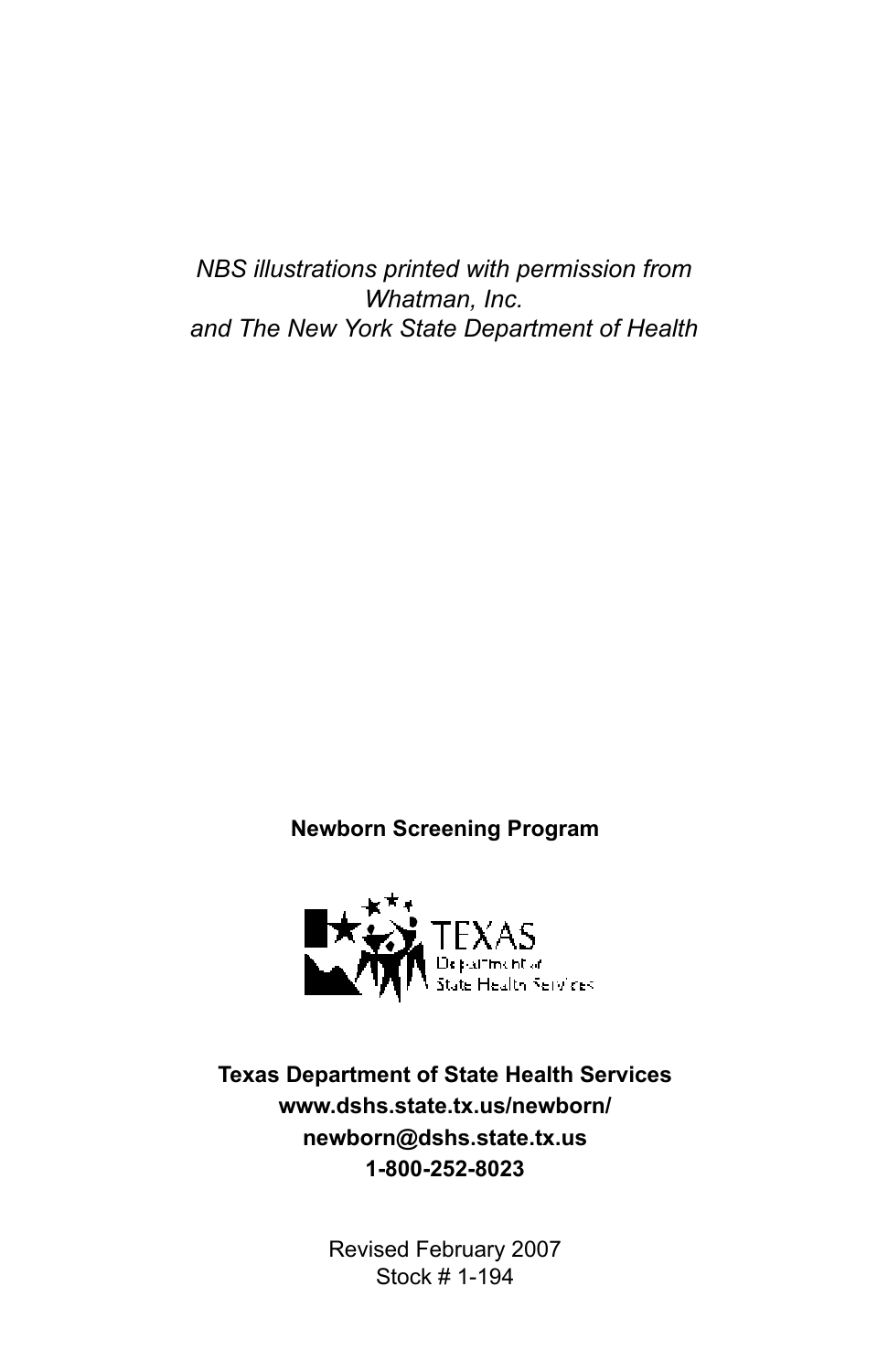*NBS illustrations printed with permission from Whatman, Inc. and The New York State Department of Health*

**Newborn Screening Program**

TEXAS
Department of
State Health Services

**Texas Department of State Health Services**
**www.dshs.state.tx.us/newborn/**
**newborn@dshs.state.tx.us**
**1-800-252-8023**

Revised February 2007
Stock # 1-194